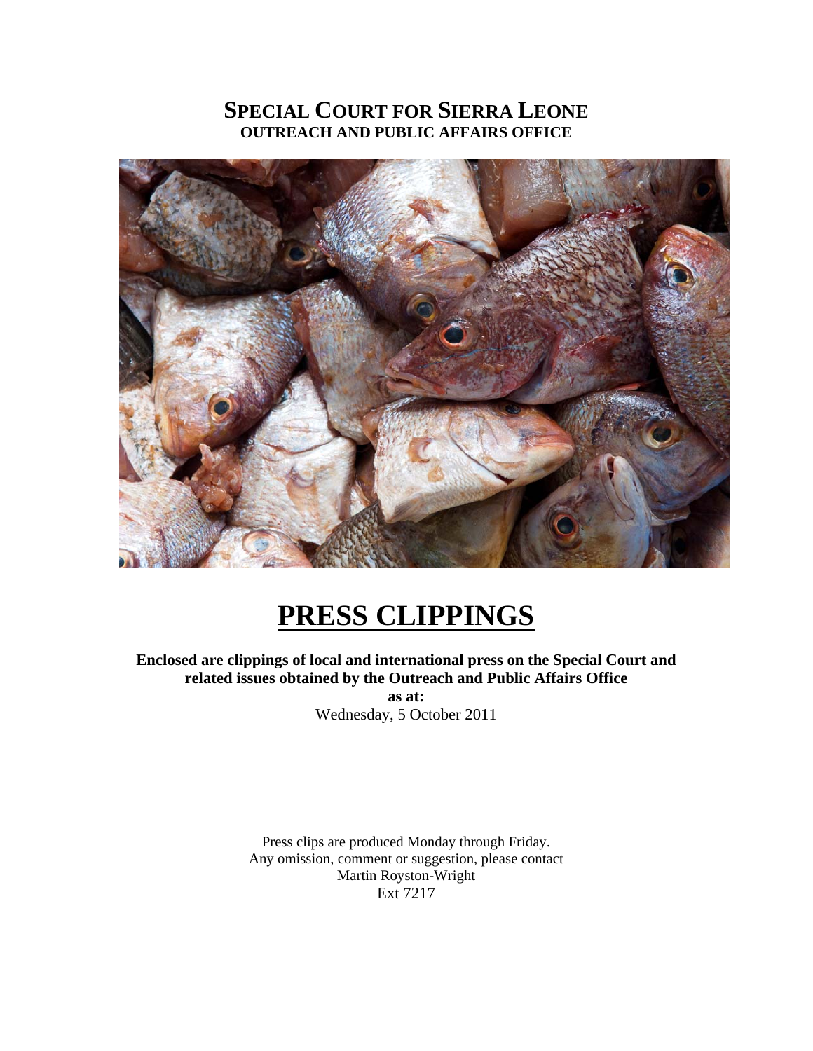# SPECIAL COURT FOR SIERRA LEONE

**OUTREACH AND PUBLIC AFFAIRS OFFICE**

# PRESS CLIPPINGS

**Enclosed are clippings of local and international press on the Special Court and related issues obtained by the Outreach and Public Affairs Office**

**as at:**

Wednesday, 5 October 2011

Press clips are produced Monday through Friday.
Any omission, comment or suggestion, please contact
Martin Royston-Wright
Ext 7217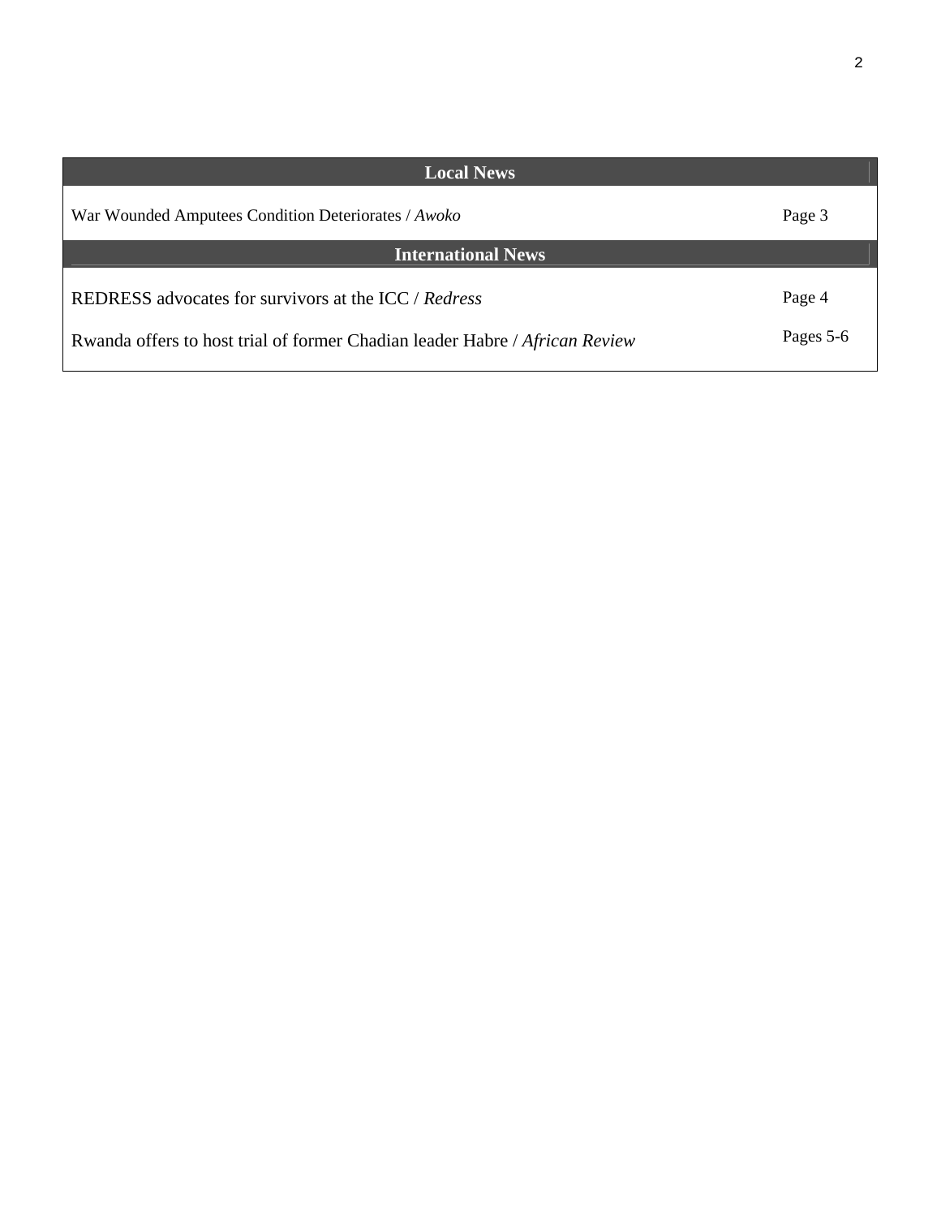| Local News | |
|---|---|
| War Wounded Amputees Condition Deteriorates / *Awoko* | Page 3 |
| **International News** | |
| REDRESS advocates for survivors at the ICC / *Redress* | Page 4 |
| Rwanda offers to host trial of former Chadian leader Habre / *African Review* | Pages 5-6 |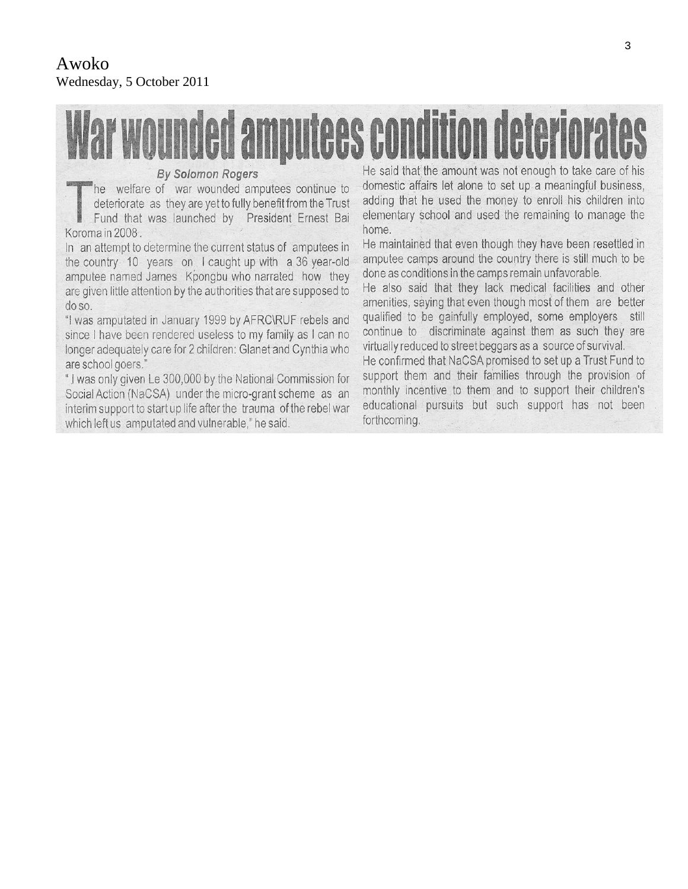Awoko
Wednesday, 5 October 2011

# War wounded amputees condition deteriorates

*By Solomon Rogers*

The welfare of war wounded amputees continue to deteriorate as they are yet to fully benefit from the Trust Fund that was launched by President Ernest Bai Koroma in 2008.

In an attempt to determine the current status of amputees in the country 10 years on I caught up with a 36 year-old amputee named James Kpongbu who narrated how they are given little attention by the authorities that are supposed to do so.

"I was amputated in January 1999 by AFRC\RUF rebels and since I have been rendered useless to my family as I can no longer adequately care for 2 children: Glanet and Cynthia who are school goers."

"I was only given Le 300,000 by the National Commission for Social Action (NaCSA) under the micro-grant scheme as an interim support to start up life after the trauma of the rebel war which left us amputated and vulnerable," he said.

He said that the amount was not enough to take care of his domestic affairs let alone to set up a meaningful business, adding that he used the money to enroll his children into elementary school and used the remaining to manage the home.

He maintained that even though they have been resettled in amputee camps around the country there is still much to be done as conditions in the camps remain unfavorable.

He also said that they lack medical facilities and other amenities, saying that even though most of them are better qualified to be gainfully employed, some employers still continue to discriminate against them as such they are virtually reduced to street beggars as a source of survival.

He confirmed that NaCSA promised to set up a Trust Fund to support them and their families through the provision of monthly incentive to them and to support their children's educational pursuits but such support has not been forthcoming.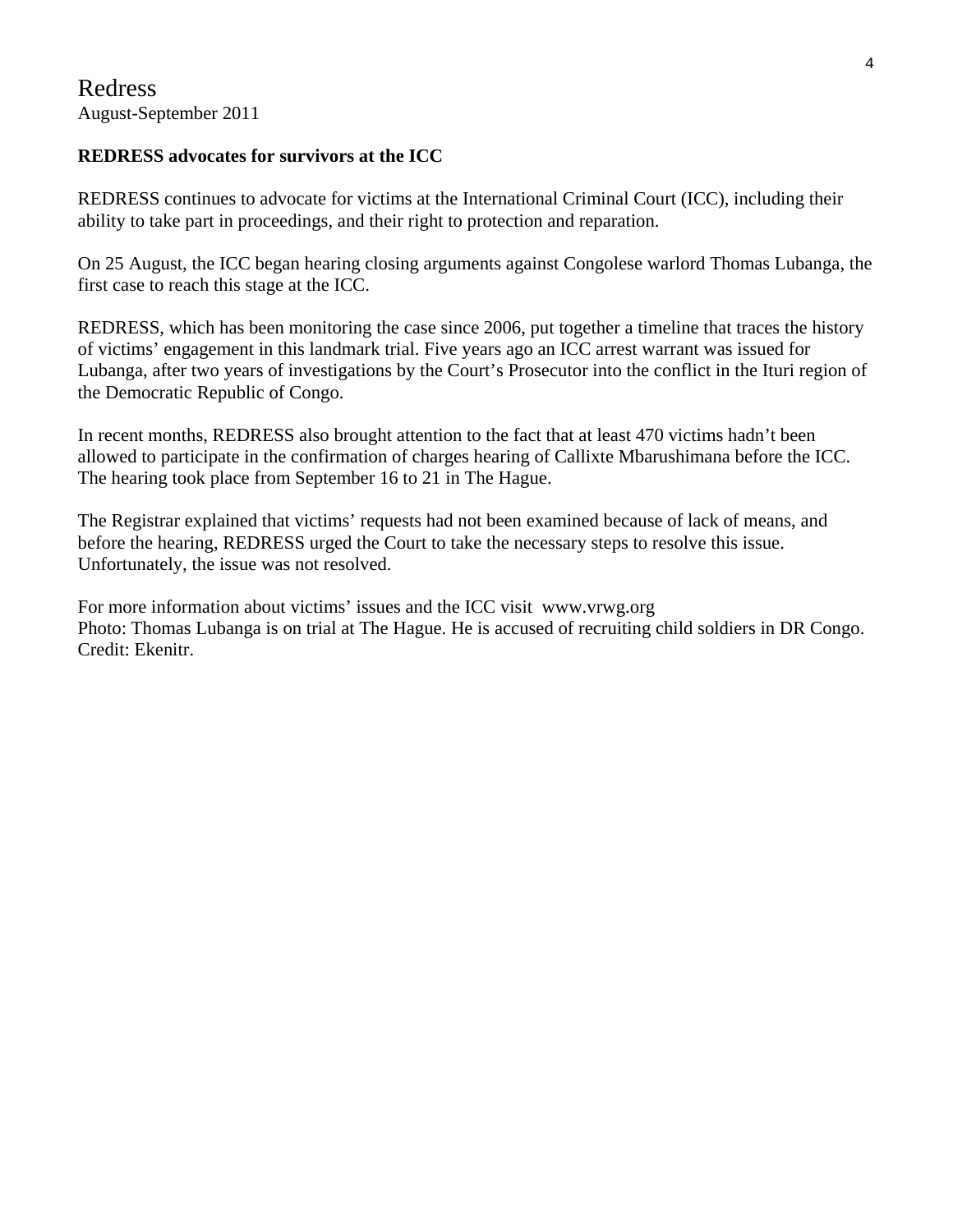# Redress

August-September 2011

**REDRESS advocates for survivors at the ICC**

REDRESS continues to advocate for victims at the International Criminal Court (ICC), including their ability to take part in proceedings, and their right to protection and reparation.

On 25 August, the ICC began hearing closing arguments against Congolese warlord Thomas Lubanga, the first case to reach this stage at the ICC.

REDRESS, which has been monitoring the case since 2006, put together a timeline that traces the history of victims' engagement in this landmark trial. Five years ago an ICC arrest warrant was issued for Lubanga, after two years of investigations by the Court's Prosecutor into the conflict in the Ituri region of the Democratic Republic of Congo.

In recent months, REDRESS also brought attention to the fact that at least 470 victims hadn't been allowed to participate in the confirmation of charges hearing of Callixte Mbarushimana before the ICC. The hearing took place from September 16 to 21 in The Hague.

The Registrar explained that victims' requests had not been examined because of lack of means, and before the hearing, REDRESS urged the Court to take the necessary steps to resolve this issue. Unfortunately, the issue was not resolved.

For more information about victims' issues and the ICC visit www.vrwg.org
Photo: Thomas Lubanga is on trial at The Hague. He is accused of recruiting child soldiers in DR Congo. Credit: Ekenitr.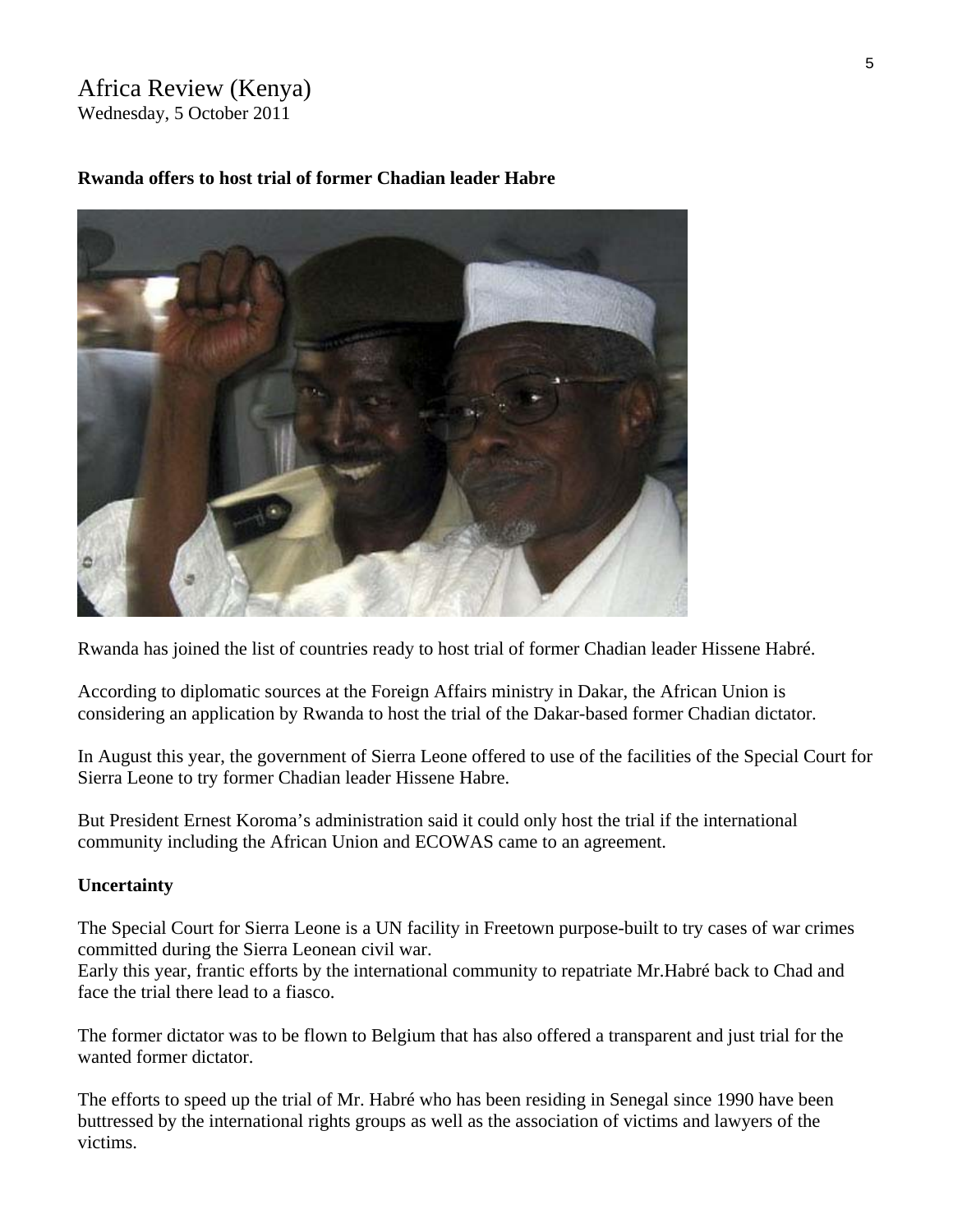Africa Review (Kenya)
Wednesday, 5 October 2011

**Rwanda offers to host trial of former Chadian leader Habre**

Rwanda has joined the list of countries ready to host trial of former Chadian leader Hissene Habré.

According to diplomatic sources at the Foreign Affairs ministry in Dakar, the African Union is considering an application by Rwanda to host the trial of the Dakar-based former Chadian dictator.

In August this year, the government of Sierra Leone offered to use of the facilities of the Special Court for Sierra Leone to try former Chadian leader Hissene Habre.

But President Ernest Koroma's administration said it could only host the trial if the international community including the African Union and ECOWAS came to an agreement.

**Uncertainty**

The Special Court for Sierra Leone is a UN facility in Freetown purpose-built to try cases of war crimes committed during the Sierra Leonean civil war.
Early this year, frantic efforts by the international community to repatriate Mr.Habré back to Chad and face the trial there lead to a fiasco.

The former dictator was to be flown to Belgium that has also offered a transparent and just trial for the wanted former dictator.

The efforts to speed up the trial of Mr. Habré who has been residing in Senegal since 1990 have been buttressed by the international rights groups as well as the association of victims and lawyers of the victims.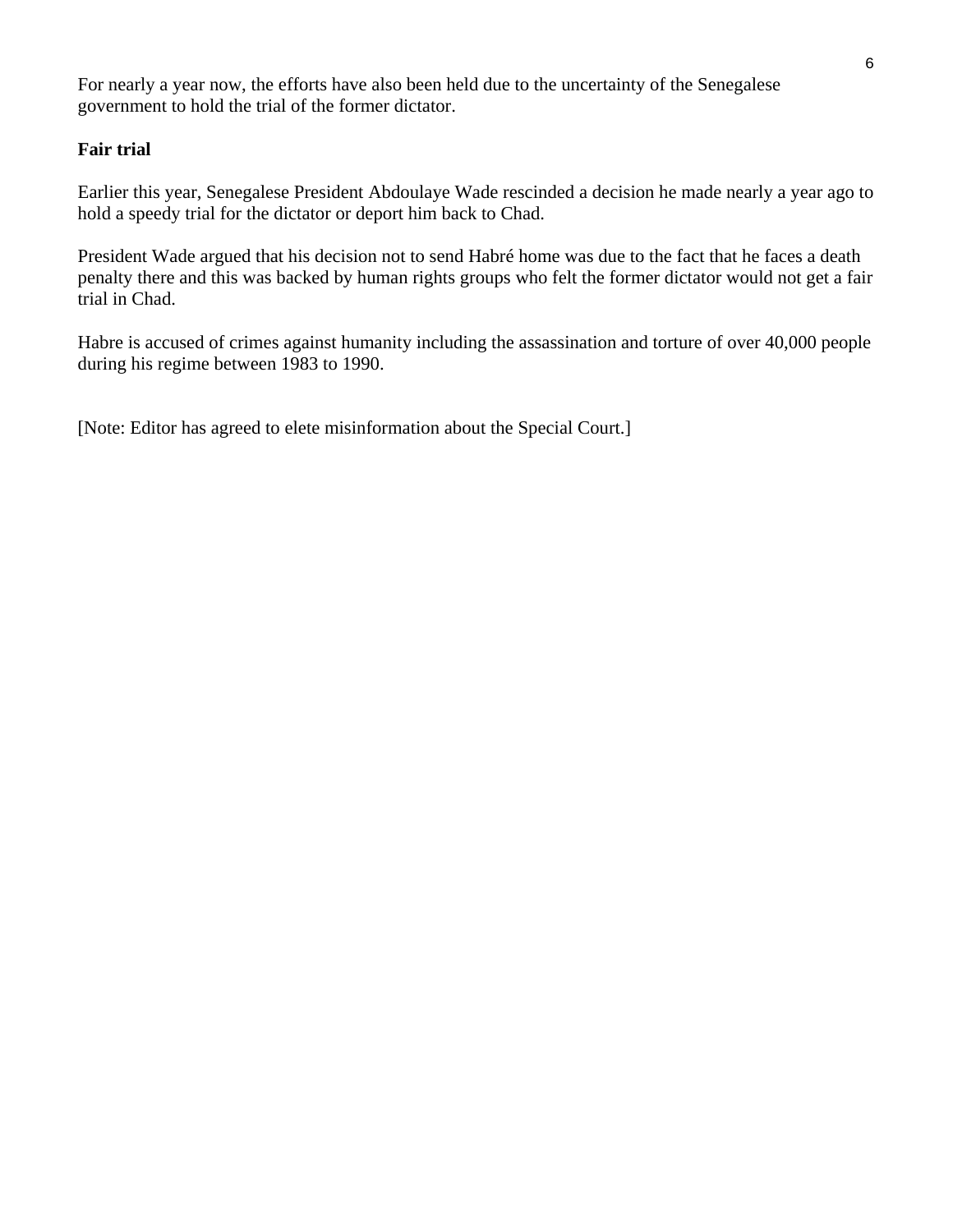For nearly a year now, the efforts have also been held due to the uncertainty of the Senegalese government to hold the trial of the former dictator.

**Fair trial**

Earlier this year, Senegalese President Abdoulaye Wade rescinded a decision he made nearly a year ago to hold a speedy trial for the dictator or deport him back to Chad.

President Wade argued that his decision not to send Habré home was due to the fact that he faces a death penalty there and this was backed by human rights groups who felt the former dictator would not get a fair trial in Chad.

Habre is accused of crimes against humanity including the assassination and torture of over 40,000 people during his regime between 1983 to 1990.

[Note: Editor has agreed to elete misinformation about the Special Court.]